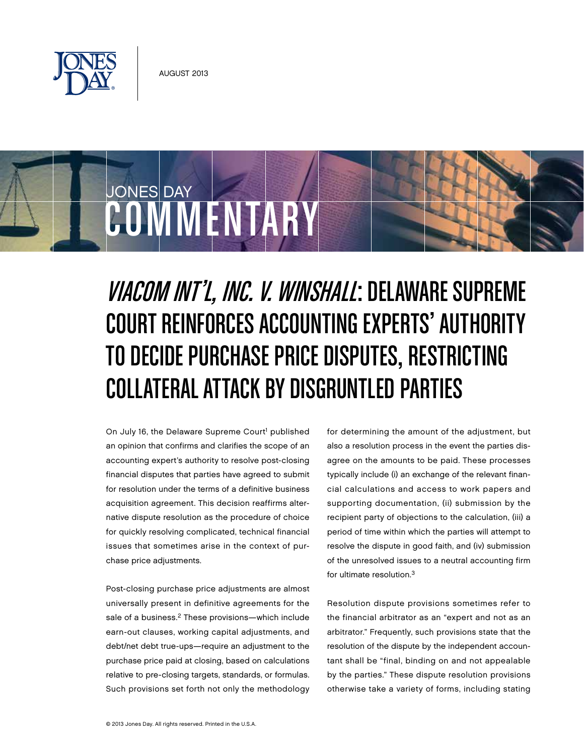AUGUST 2013

JONES DAY COMMENTARY

# *VIACOM INT'L, INC. V. WINSHALL*: DELAWARE SUPREME COURT REINFORCES ACCOUNTING EXPERTS' AUTHORITY TO DECIDE PURCHASE PRICE DISPUTES, RESTRICTING COLLATERAL ATTACK BY DISGRUNTLED PARTIES

On July 16, the Delaware Supreme Court[1] published an opinion that confirms and clarifies the scope of an accounting expert's authority to resolve post-closing financial disputes that parties have agreed to submit for resolution under the terms of a definitive business acquisition agreement. This decision reaffirms alternative dispute resolution as the procedure of choice for quickly resolving complicated, technical financial issues that sometimes arise in the context of purchase price adjustments.

Post-closing purchase price adjustments are almost universally present in definitive agreements for the sale of a business.[2] These provisions—which include earn-out clauses, working capital adjustments, and debt/net debt true-ups—require an adjustment to the purchase price paid at closing, based on calculations relative to pre-closing targets, standards, or formulas. Such provisions set forth not only the methodology for determining the amount of the adjustment, but also a resolution process in the event the parties disagree on the amounts to be paid. These processes typically include (i) an exchange of the relevant financial calculations and access to work papers and supporting documentation, (ii) submission by the recipient party of objections to the calculation, (iii) a period of time within which the parties will attempt to resolve the dispute in good faith, and (iv) submission of the unresolved issues to a neutral accounting firm for ultimate resolution.[3]

Resolution dispute provisions sometimes refer to the financial arbitrator as an "expert and not as an arbitrator." Frequently, such provisions state that the resolution of the dispute by the independent accountant shall be "final, binding on and not appealable by the parties." These dispute resolution provisions otherwise take a variety of forms, including stating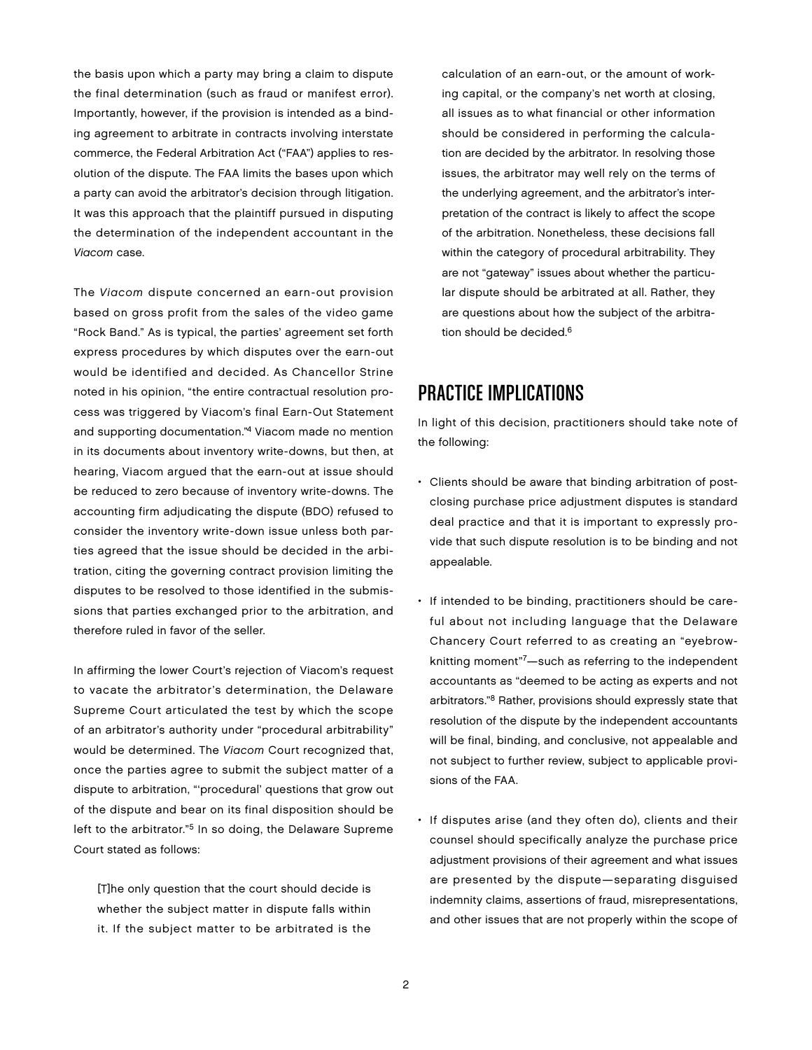the basis upon which a party may bring a claim to dispute the final determination (such as fraud or manifest error). Importantly, however, if the provision is intended as a binding agreement to arbitrate in contracts involving interstate commerce, the Federal Arbitration Act ("FAA") applies to resolution of the dispute. The FAA limits the bases upon which a party can avoid the arbitrator's decision through litigation. It was this approach that the plaintiff pursued in disputing the determination of the independent accountant in the *Viacom* case.

The *Viacom* dispute concerned an earn-out provision based on gross profit from the sales of the video game "Rock Band." As is typical, the parties' agreement set forth express procedures by which disputes over the earn-out would be identified and decided. As Chancellor Strine noted in his opinion, "the entire contractual resolution process was triggered by Viacom's final Earn-Out Statement and supporting documentation."[4] Viacom made no mention in its documents about inventory write-downs, but then, at hearing, Viacom argued that the earn-out at issue should be reduced to zero because of inventory write-downs. The accounting firm adjudicating the dispute (BDO) refused to consider the inventory write-down issue unless both parties agreed that the issue should be decided in the arbitration, citing the governing contract provision limiting the disputes to be resolved to those identified in the submissions that parties exchanged prior to the arbitration, and therefore ruled in favor of the seller.

In affirming the lower Court's rejection of Viacom's request to vacate the arbitrator's determination, the Delaware Supreme Court articulated the test by which the scope of an arbitrator's authority under "procedural arbitrability" would be determined. The *Viacom* Court recognized that, once the parties agree to submit the subject matter of a dispute to arbitration, "'procedural' questions that grow out of the dispute and bear on its final disposition should be left to the arbitrator."[5] In so doing, the Delaware Supreme Court stated as follows:

> [T]he only question that the court should decide is whether the subject matter in dispute falls within it. If the subject matter to be arbitrated is the calculation of an earn-out, or the amount of working capital, or the company's net worth at closing, all issues as to what financial or other information should be considered in performing the calculation are decided by the arbitrator. In resolving those issues, the arbitrator may well rely on the terms of the underlying agreement, and the arbitrator's interpretation of the contract is likely to affect the scope of the arbitration. Nonetheless, these decisions fall within the category of procedural arbitrability. They are not "gateway" issues about whether the particular dispute should be arbitrated at all. Rather, they are questions about how the subject of the arbitration should be decided.[6]

## PRACTICE IMPLICATIONS

In light of this decision, practitioners should take note of the following:

- Clients should be aware that binding arbitration of post-closing purchase price adjustment disputes is standard deal practice and that it is important to expressly provide that such dispute resolution is to be binding and not appealable.
- If intended to be binding, practitioners should be careful about not including language that the Delaware Chancery Court referred to as creating an "eyebrow-knitting moment"[7]—such as referring to the independent accountants as "deemed to be acting as experts and not arbitrators."[8] Rather, provisions should expressly state that resolution of the dispute by the independent accountants will be final, binding, and conclusive, not appealable and not subject to further review, subject to applicable provisions of the FAA.
- If disputes arise (and they often do), clients and their counsel should specifically analyze the purchase price adjustment provisions of their agreement and what issues are presented by the dispute—separating disguised indemnity claims, assertions of fraud, misrepresentations, and other issues that are not properly within the scope of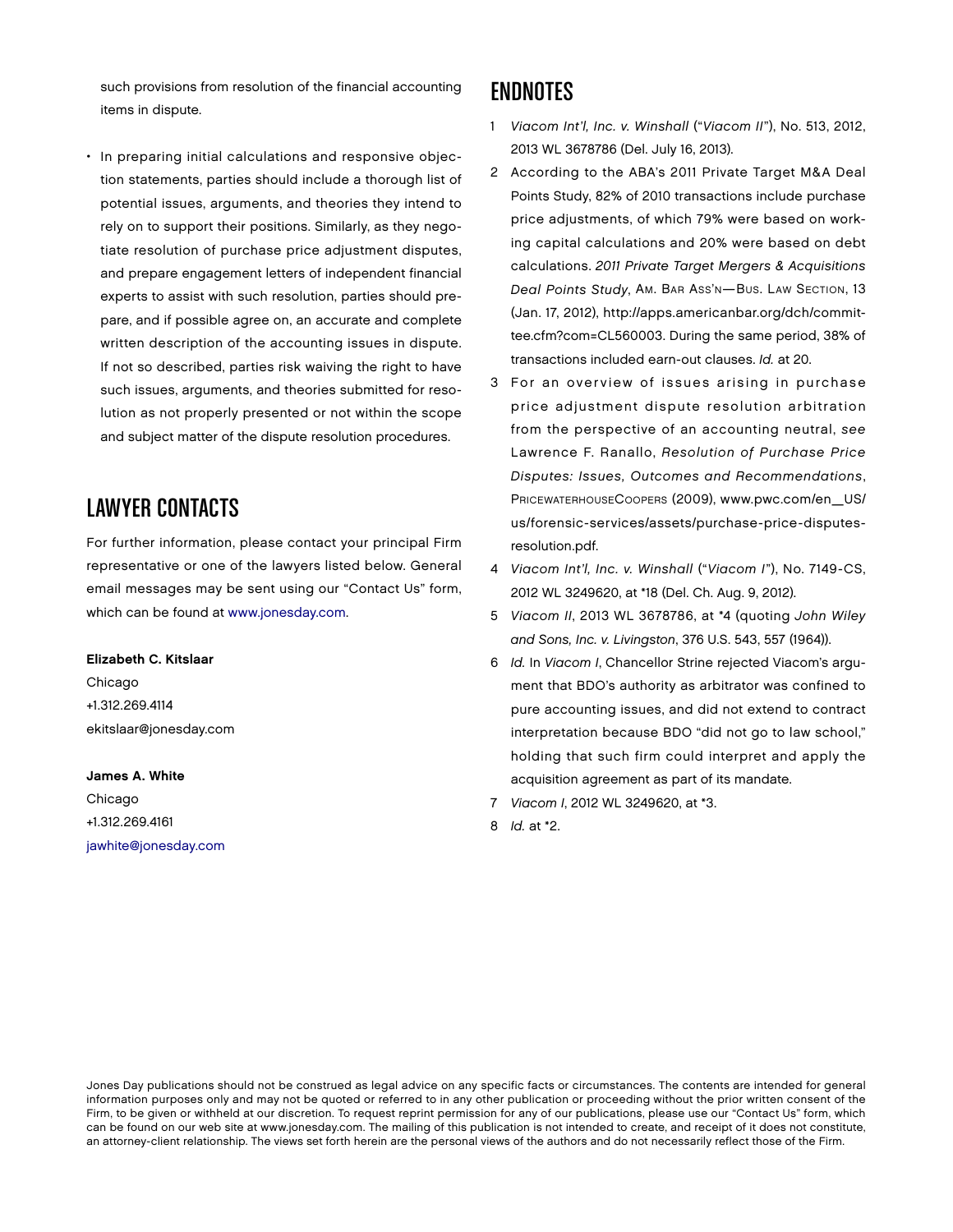such provisions from resolution of the financial accounting items in dispute.

- In preparing initial calculations and responsive objection statements, parties should include a thorough list of potential issues, arguments, and theories they intend to rely on to support their positions. Similarly, as they negotiate resolution of purchase price adjustment disputes, and prepare engagement letters of independent financial experts to assist with such resolution, parties should prepare, and if possible agree on, an accurate and complete written description of the accounting issues in dispute. If not so described, parties risk waiving the right to have such issues, arguments, and theories submitted for resolution as not properly presented or not within the scope and subject matter of the dispute resolution procedures.

## LAWYER CONTACTS

For further information, please contact your principal Firm representative or one of the lawyers listed below. General email messages may be sent using our "Contact Us" form, which can be found at www.jonesday.com.

**Elizabeth C. Kitslaar**
Chicago
+1.312.269.4114
ekitslaar@jonesday.com

**James A. White**
Chicago
+1.312.269.4161
jawhite@jonesday.com

## ENDNOTES

1 *Viacom Int'l, Inc. v. Winshall* ("*Viacom II*"), No. 513, 2012, 2013 WL 3678786 (Del. July 16, 2013).

2 According to the ABA's 2011 Private Target M&A Deal Points Study, 82% of 2010 transactions include purchase price adjustments, of which 79% were based on working capital calculations and 20% were based on debt calculations. *2011 Private Target Mergers & Acquisitions Deal Points Study*, Am. Bar Ass'n—Bus. Law Section, 13 (Jan. 17, 2012), http://apps.americanbar.org/dch/committee.cfm?com=CL560003. During the same period, 38% of transactions included earn-out clauses. *Id.* at 20.

3 For an overview of issues arising in purchase price adjustment dispute resolution arbitration from the perspective of an accounting neutral, *see* Lawrence F. Ranallo, *Resolution of Purchase Price Disputes: Issues, Outcomes and Recommendations*, PricewaterhouseCoopers (2009), www.pwc.com/en_US/us/forensic-services/assets/purchase-price-disputes-resolution.pdf.

4 *Viacom Int'l, Inc. v. Winshall* ("*Viacom I*"), No. 7149-CS, 2012 WL 3249620, at *18 (Del. Ch. Aug. 9, 2012).

5 *Viacom II*, 2013 WL 3678786, at *4 (quoting *John Wiley and Sons, Inc. v. Livingston*, 376 U.S. 543, 557 (1964)).

6 *Id.* In *Viacom I*, Chancellor Strine rejected Viacom's argument that BDO's authority as arbitrator was confined to pure accounting issues, and did not extend to contract interpretation because BDO "did not go to law school," holding that such firm could interpret and apply the acquisition agreement as part of its mandate.

7 *Viacom I*, 2012 WL 3249620, at *3.

8 *Id.* at *2.

Jones Day publications should not be construed as legal advice on any specific facts or circumstances. The contents are intended for general information purposes only and may not be quoted or referred to in any other publication or proceeding without the prior written consent of the Firm, to be given or withheld at our discretion. To request reprint permission for any of our publications, please use our "Contact Us" form, which can be found on our web site at www.jonesday.com. The mailing of this publication is not intended to create, and receipt of it does not constitute, an attorney-client relationship. The views set forth herein are the personal views of the authors and do not necessarily reflect those of the Firm.